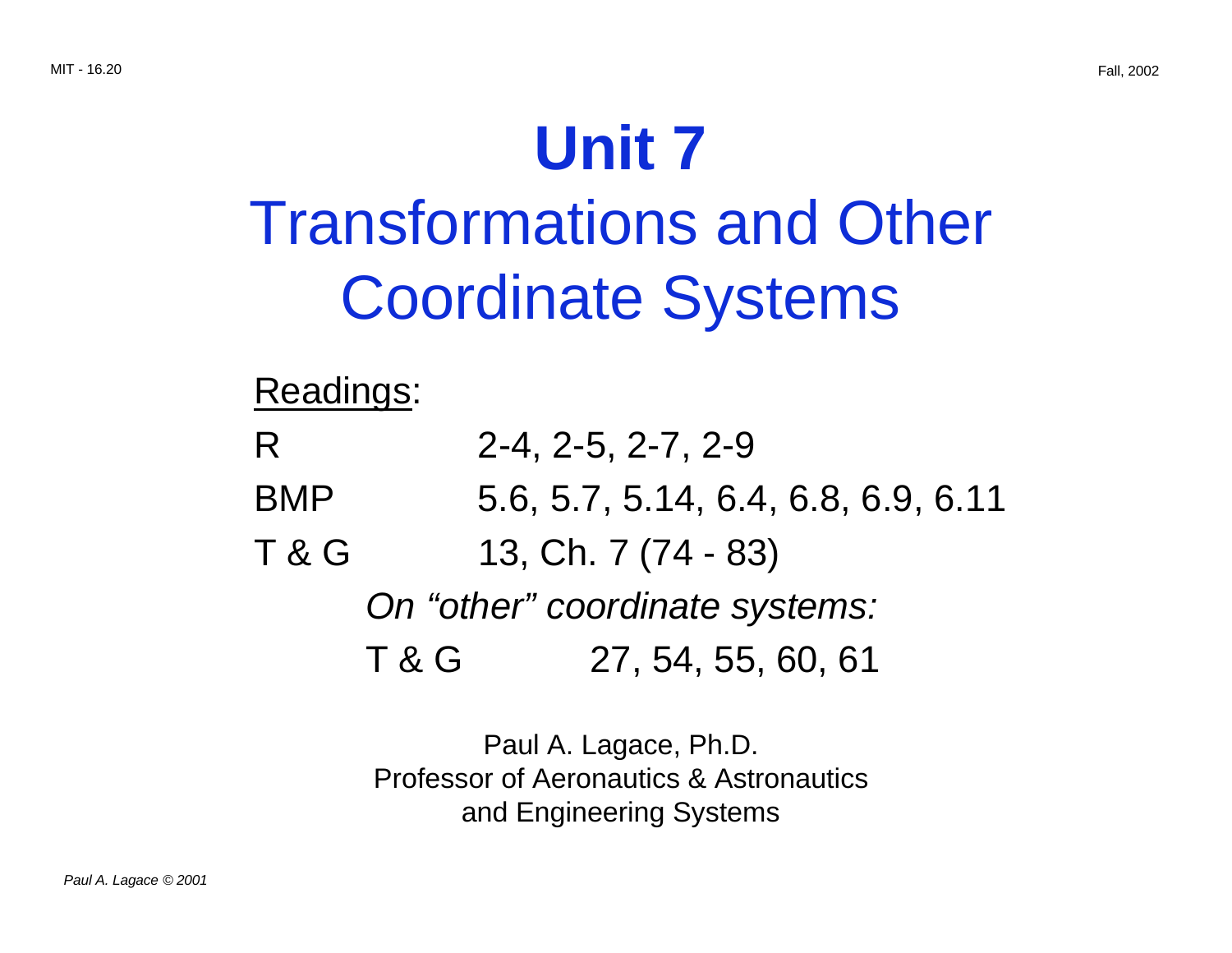# Unit 7

## Transformations and Other Coordinate Systems

<u>Readings</u>:

| | |
|---|---|
| R | 2-4, 2-5, 2-7, 2-9 |
| BMP | 5.6, 5.7, 5.14, 6.4, 6.8, 6.9, 6.11 |
| T & G | 13, Ch. 7 (74 - 83) |

*On "other" coordinate systems:*

| | |
|---|---|
| T & G | 27, 54, 55, 60, 61 |

Paul A. Lagace, Ph.D.
Professor of Aeronautics & Astronautics
and Engineering Systems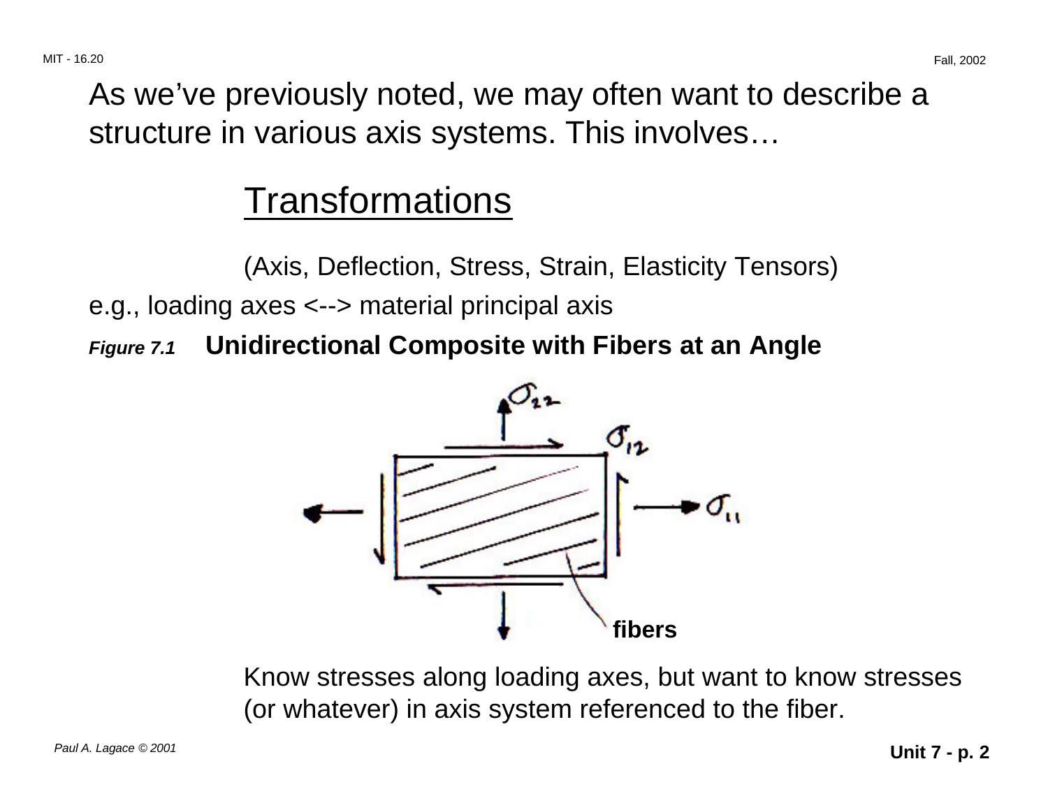As we've previously noted, we may often want to describe a structure in various axis systems. This involves…

## Transformations

(Axis, Deflection, Stress, Strain, Elasticity Tensors)

e.g., loading axes <--> material principal axis

***Figure 7.1*** **Unidirectional Composite with Fibers at an Angle**

Know stresses along loading axes, but want to know stresses (or whatever) in axis system referenced to the fiber.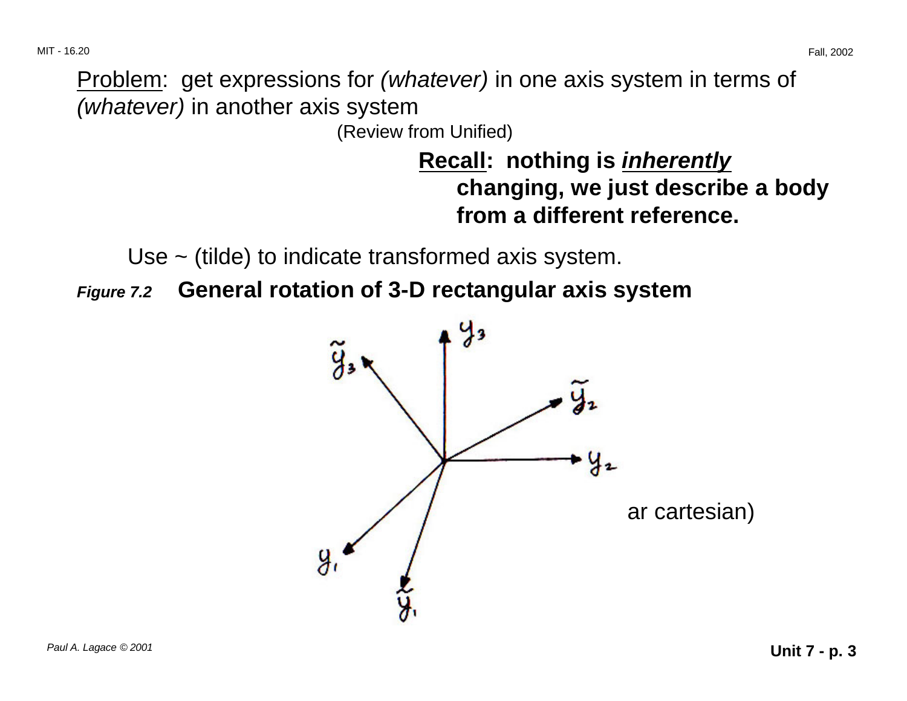Problem: get expressions for *(whatever)* in one axis system in terms of *(whatever)* in another axis system

(Review from Unified)

**Recall: nothing is *inherently* changing, we just describe a body from a different reference.**

Use ~ (tilde) to indicate transformed axis system.

***Figure 7.2*** **General rotation of 3-D rectangular axis system**

ar cartesian)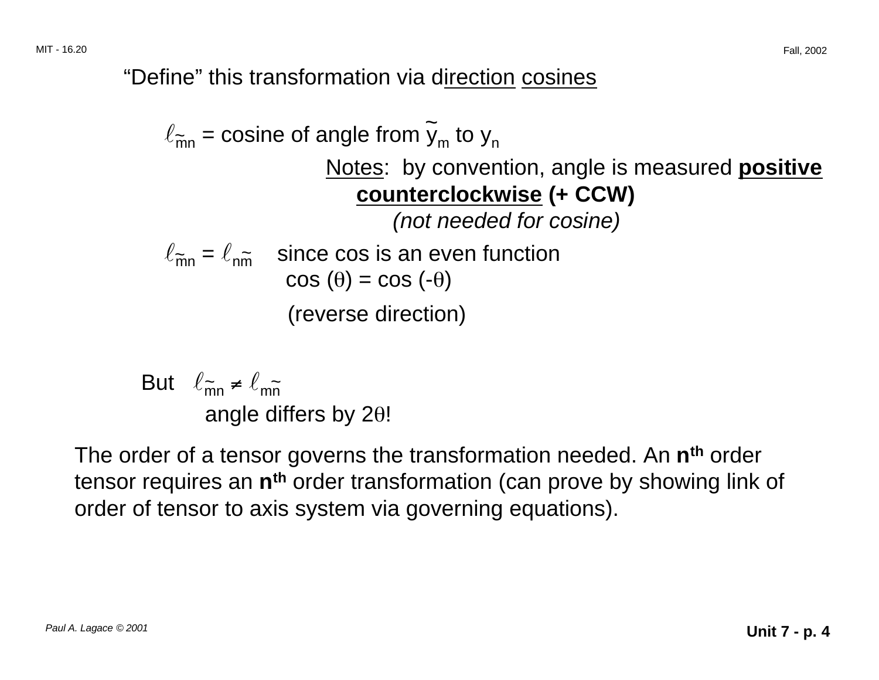"Define" this transformation via direction cosines

$\ell_{\tilde{m}n}$ = cosine of angle from $\tilde{y}_m$ to $y_n$

Notes: by convention, angle is measured **positive counterclockwise (+ CCW)**
*(not needed for cosine)*

$\ell_{\tilde{m}n} = \ell_{n\tilde{m}}$ since cos is an even function
$\cos(\theta) = \cos(-\theta)$

(reverse direction)

But $\ell_{\tilde{m}n} \neq \ell_{m\tilde{n}}$
angle differs by $2\theta$!

The order of a tensor governs the transformation needed. An **n$^{th}$** order tensor requires an **n$^{th}$** order transformation (can prove by showing link of order of tensor to axis system via governing equations).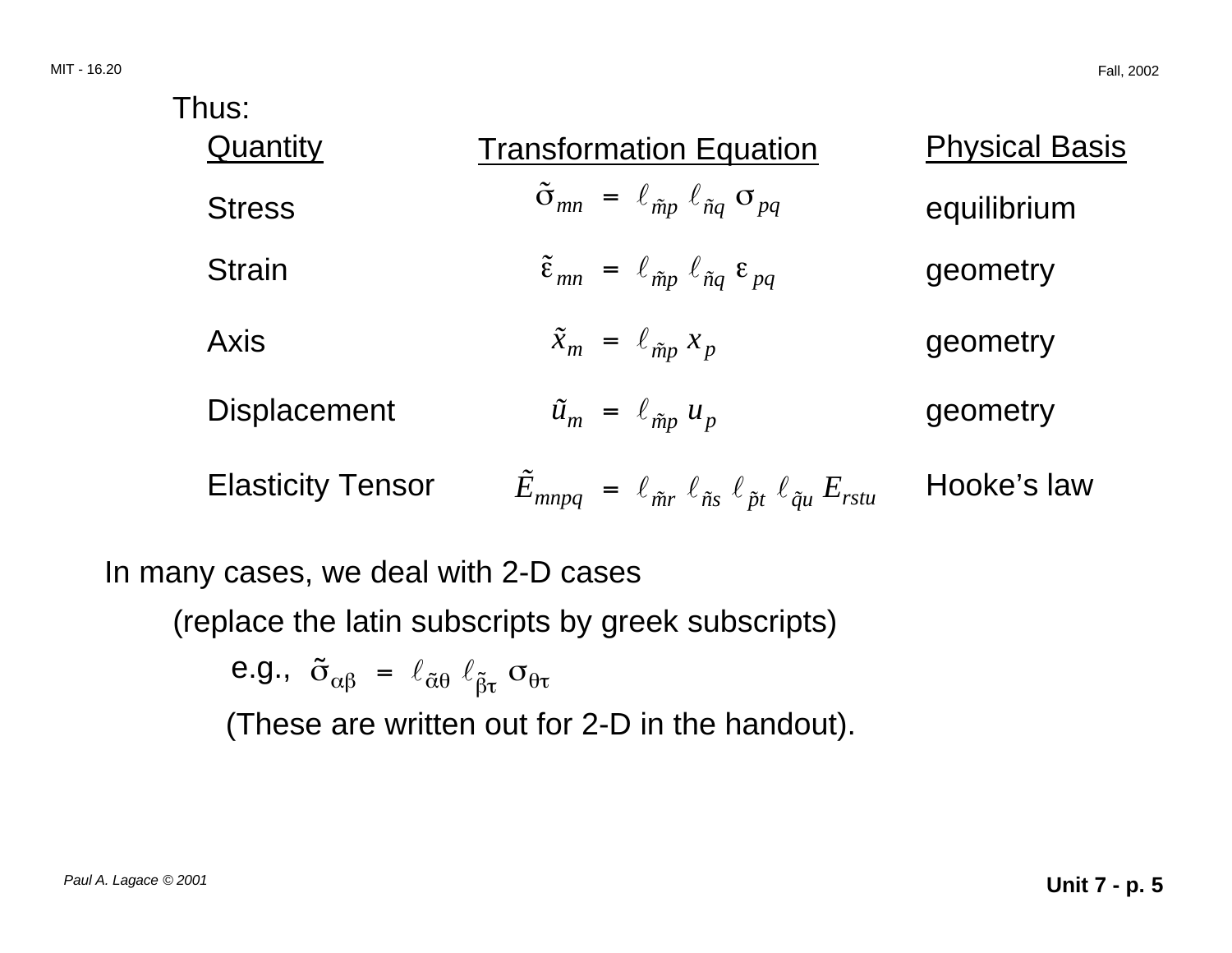Thus:

| Quantity | Transformation Equation | Physical Basis |
| --- | --- | --- |
| Stress | $\tilde{\sigma}_{mn} = \ell_{\tilde{m}p} \ell_{\tilde{n}q} \sigma_{pq}$ | equilibrium |
| Strain | $\tilde{\varepsilon}_{mn} = \ell_{\tilde{m}p} \ell_{\tilde{n}q} \varepsilon_{pq}$ | geometry |
| Axis | $\tilde{x}_m = \ell_{\tilde{m}p} x_p$ | geometry |
| Displacement | $\tilde{u}_m = \ell_{\tilde{m}p} u_p$ | geometry |
| Elasticity Tensor | $\tilde{E}_{mnpq} = \ell_{\tilde{m}r} \ell_{\tilde{n}s} \ell_{\tilde{p}t} \ell_{\tilde{q}u} E_{rstu}$ | Hooke's law |

In many cases, we deal with 2-D cases

(replace the latin subscripts by greek subscripts)

e.g., $\tilde{\sigma}_{\alpha\beta} = \ell_{\tilde{\alpha}\theta} \ell_{\tilde{\beta}\tau} \sigma_{\theta\tau}$

(These are written out for 2-D in the handout).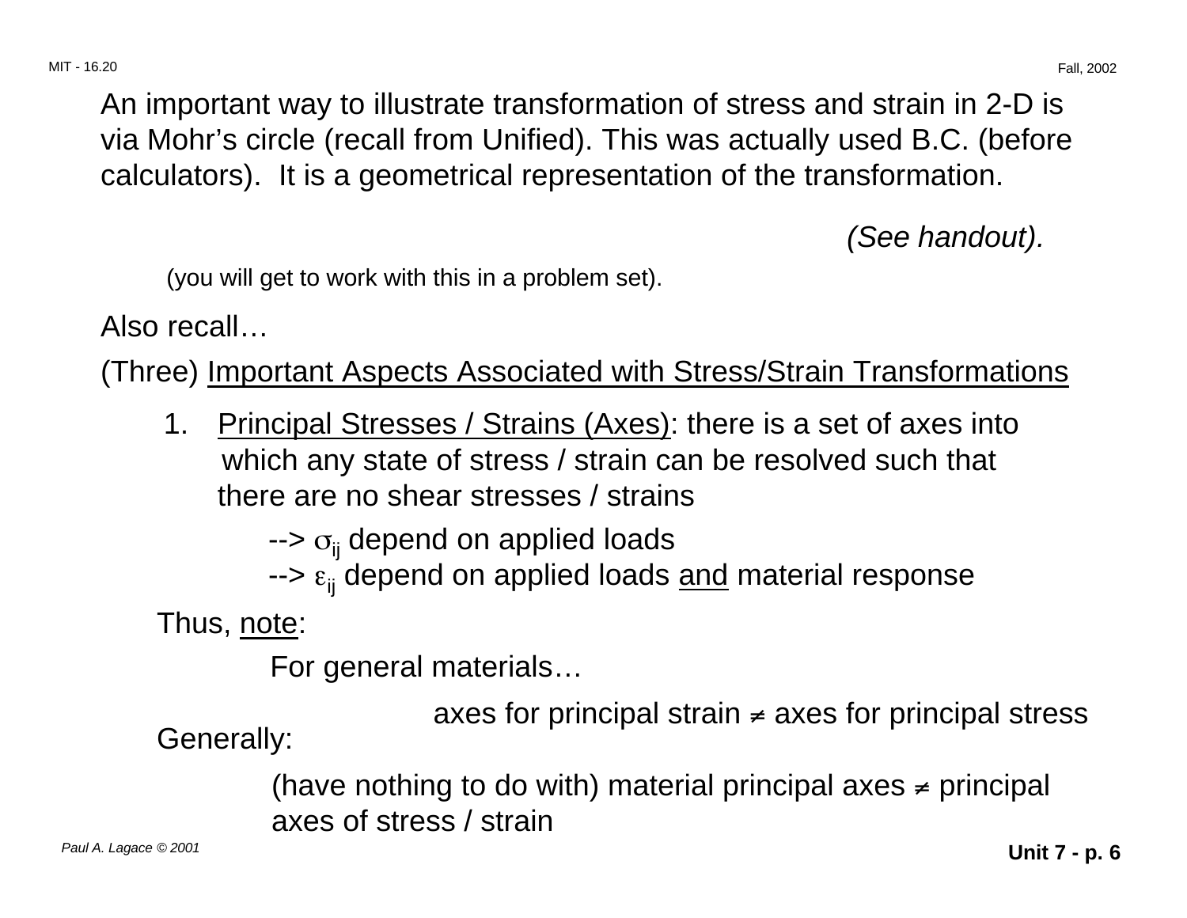An important way to illustrate transformation of stress and strain in 2-D is via Mohr's circle (recall from Unified). This was actually used B.C. (before calculators). It is a geometrical representation of the transformation.

*(See handout).*

(you will get to work with this in a problem set).

Also recall…

(Three) Important Aspects Associated with Stress/Strain Transformations

1. Principal Stresses / Strains (Axes): there is a set of axes into which any state of stress / strain can be resolved such that there are no shear stresses / strains

    --> $\sigma_{ij}$ depend on applied loads
    --> $\varepsilon_{ij}$ depend on applied loads and material response

Thus, note:

For general materials…

axes for principal strain $\neq$ axes for principal stress

Generally:

(have nothing to do with) material principal axes $\neq$ principal axes of stress / strain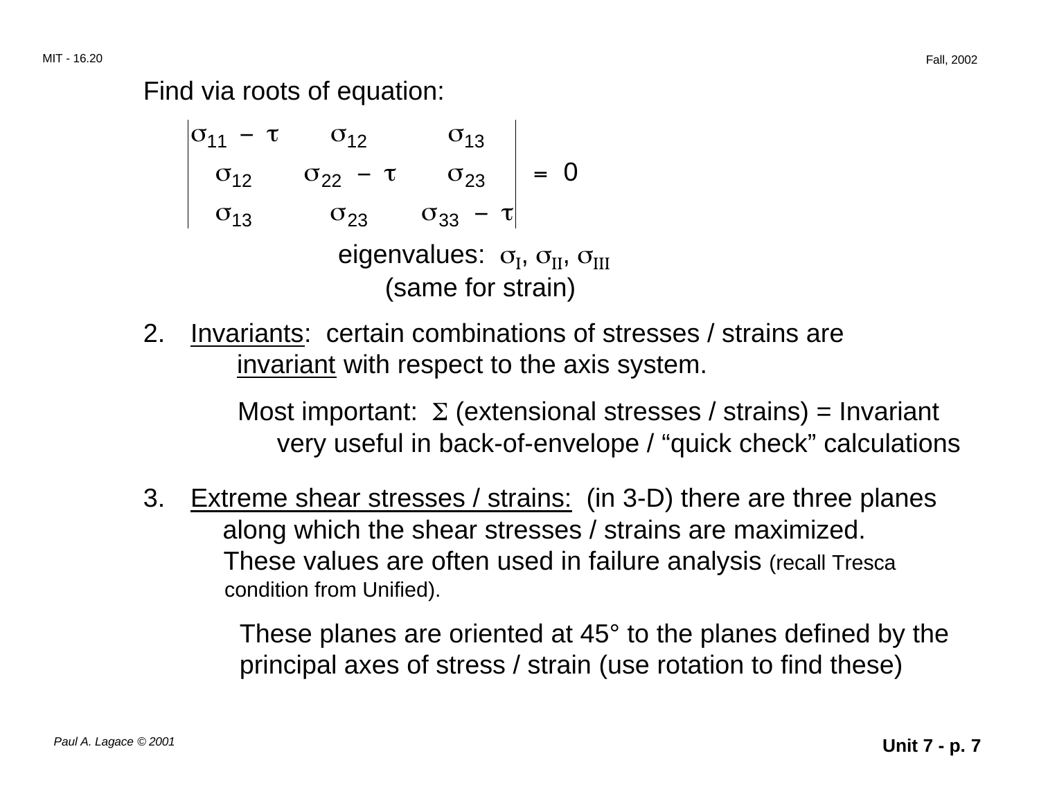Find via roots of equation:

$$\begin{vmatrix} \sigma_{11} - \tau & \sigma_{12} & \sigma_{13} \\ \sigma_{12} & \sigma_{22} - \tau & \sigma_{23} \\ \sigma_{13} & \sigma_{23} & \sigma_{33} - \tau \end{vmatrix} = 0$$

eigenvalues: $\sigma_I, \sigma_{II}, \sigma_{III}$
(same for strain)

2. Invariants: certain combinations of stresses / strains are invariant with respect to the axis system.

   Most important: $\Sigma$ (extensional stresses / strains) = Invariant
   very useful in back-of-envelope / "quick check" calculations

3. Extreme shear stresses / strains: (in 3-D) there are three planes along which the shear stresses / strains are maximized. These values are often used in failure analysis (recall Tresca condition from Unified).

   These planes are oriented at 45° to the planes defined by the principal axes of stress / strain (use rotation to find these)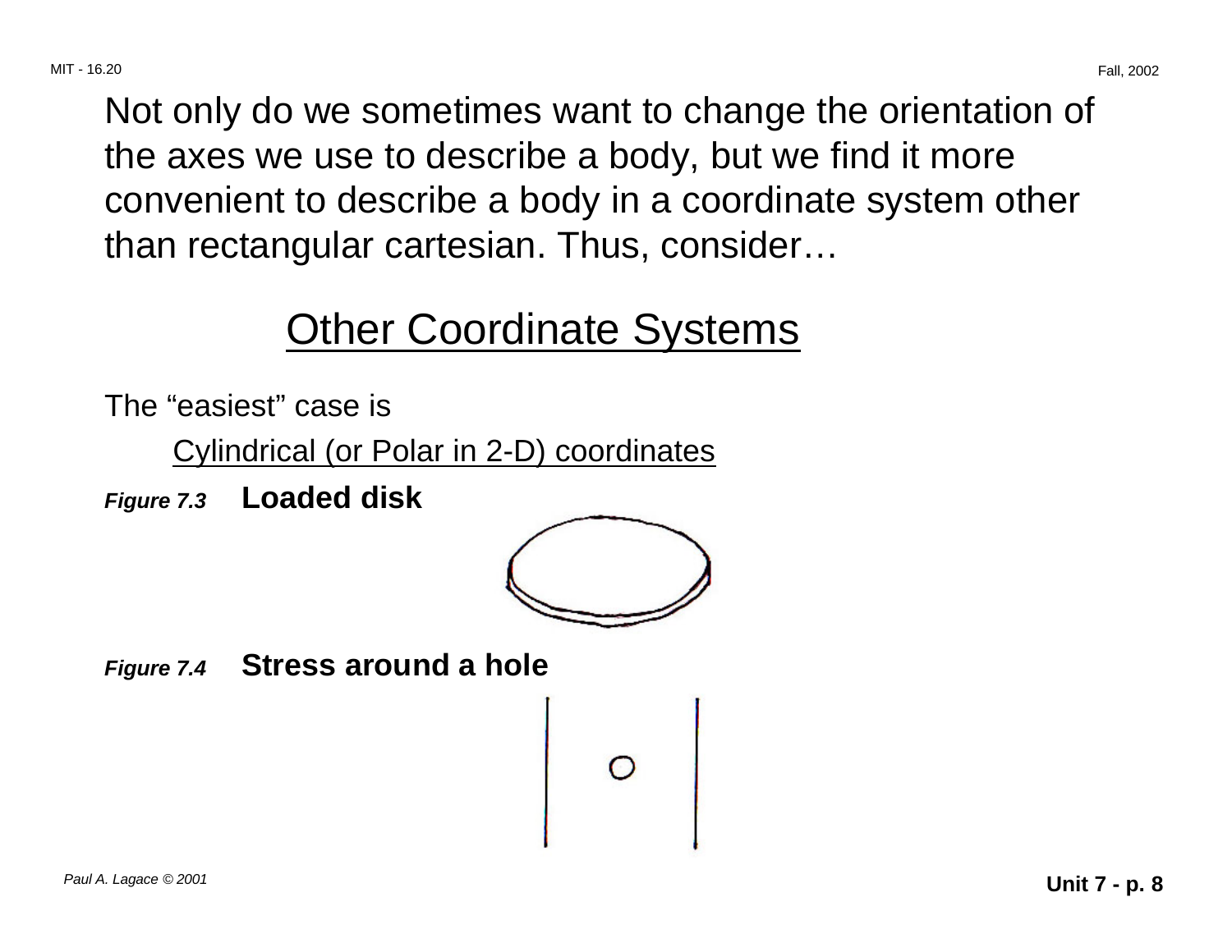Not only do we sometimes want to change the orientation of the axes we use to describe a body, but we find it more convenient to describe a body in a coordinate system other than rectangular cartesian. Thus, consider…

## Other Coordinate Systems

The "easiest" case is

Cylindrical (or Polar in 2-D) coordinates

***Figure 7.3*** **Loaded disk**

***Figure 7.4*** **Stress around a hole**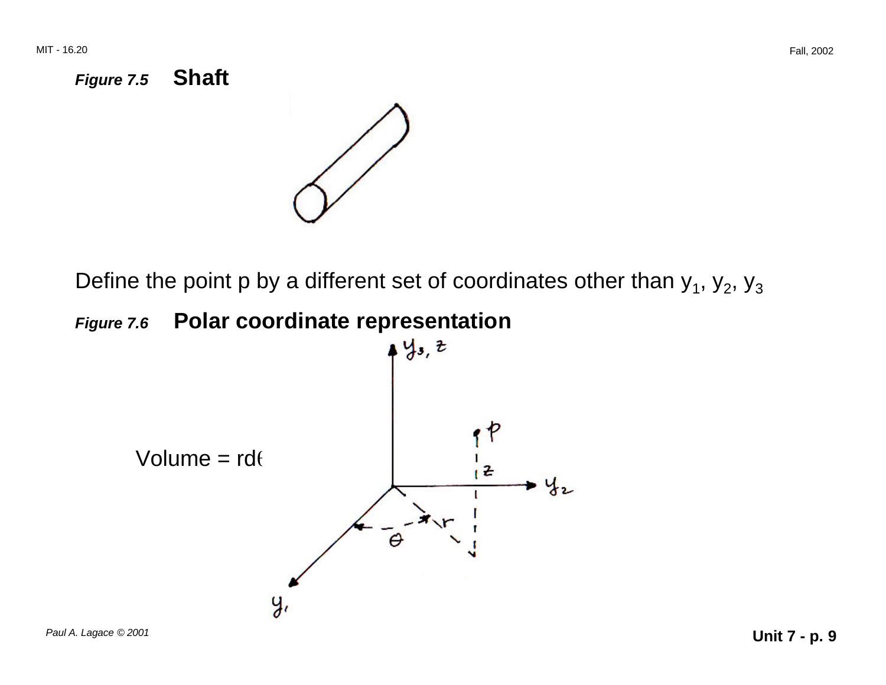***Figure 7.5*** **Shaft**

Define the point p by a different set of coordinates other than $y_1$, $y_2$, $y_3$

***Figure 7.6*** **Polar coordinate representation**

Volume = rd$\theta$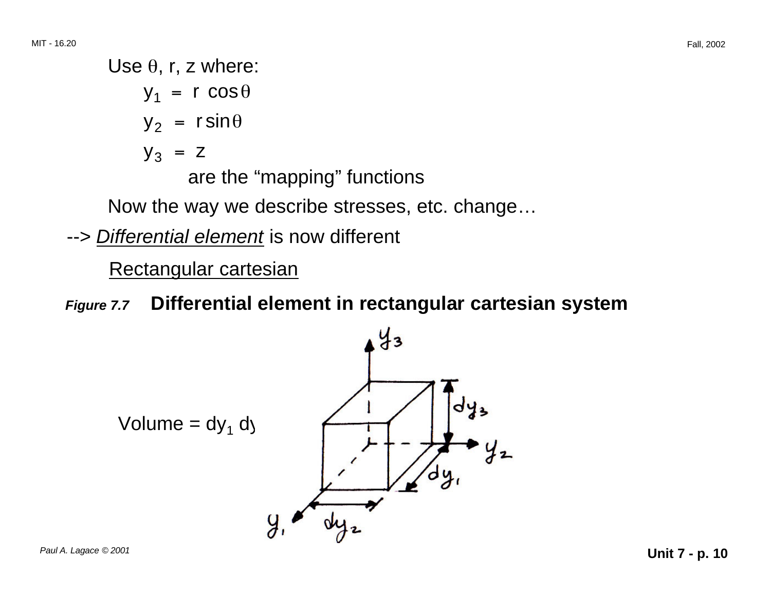Use $\theta$, r, z where:

$$y_1 = r \cos\theta$$

$$y_2 = r \sin\theta$$

$$y_3 = z$$

are the “mapping” functions

Now the way we describe stresses, etc. change…

--> *Differential element* is now different

Rectangular cartesian

***Figure 7.7*** **Differential element in rectangular cartesian system**

Volume = $dy_1$ dy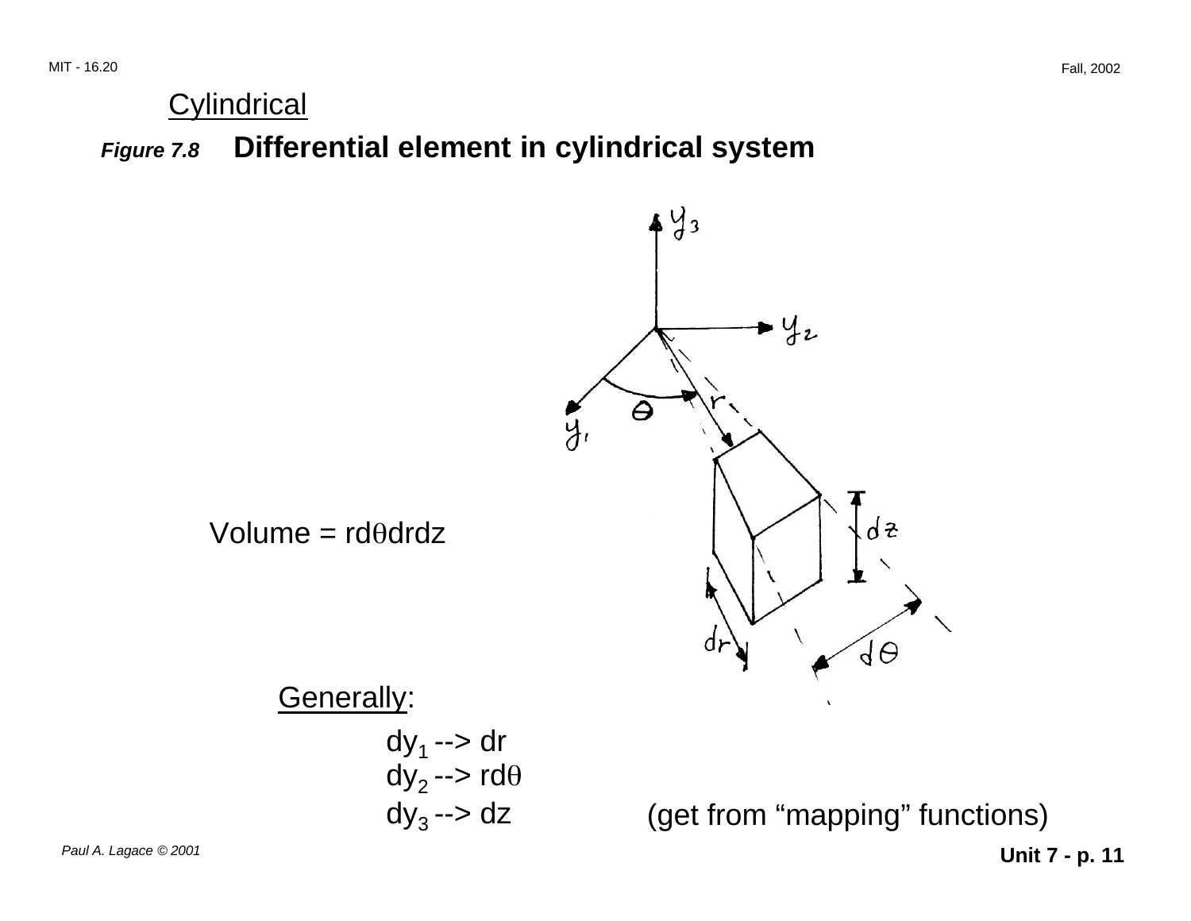Cylindrical

***Figure 7.8*** **Differential element in cylindrical system**

Volume = $r d\theta dr dz$

Generally:

$dy_1$ --> $dr$
$dy_2$ --> $r d\theta$
$dy_3$ --> $dz$

(get from "mapping" functions)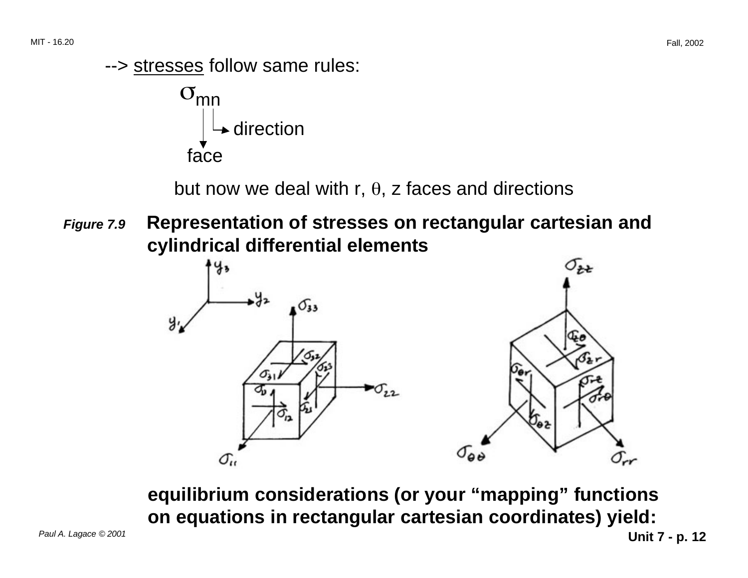--> stresses follow same rules:

$$\sigma_{mn}$$

- m → face
- n → direction

but now we deal with r, $\theta$, z faces and directions

***Figure 7.9*** **Representation of stresses on rectangular cartesian and cylindrical differential elements**

**equilibrium considerations (or your "mapping" functions on equations in rectangular cartesian coordinates) yield:**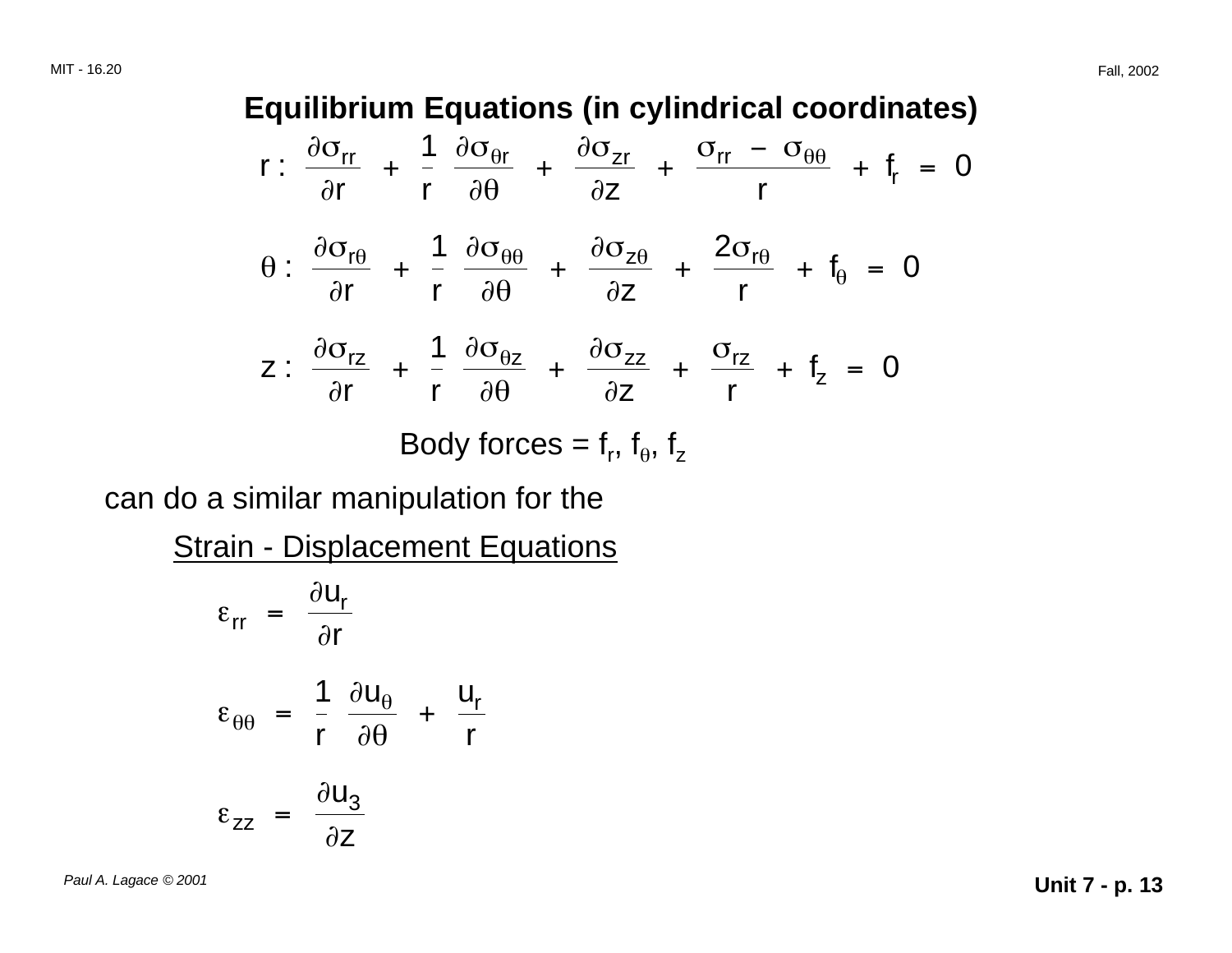## Equilibrium Equations (in cylindrical coordinates)

$$r: \quad \frac{\partial \sigma_{rr}}{\partial r} + \frac{1}{r}\frac{\partial \sigma_{\theta r}}{\partial \theta} + \frac{\partial \sigma_{zr}}{\partial z} + \frac{\sigma_{rr} - \sigma_{\theta\theta}}{r} + f_r = 0$$

$$\theta: \quad \frac{\partial \sigma_{r\theta}}{\partial r} + \frac{1}{r}\frac{\partial \sigma_{\theta\theta}}{\partial \theta} + \frac{\partial \sigma_{z\theta}}{\partial z} + \frac{2\sigma_{r\theta}}{r} + f_\theta = 0$$

$$z: \quad \frac{\partial \sigma_{rz}}{\partial r} + \frac{1}{r}\frac{\partial \sigma_{\theta z}}{\partial \theta} + \frac{\partial \sigma_{zz}}{\partial z} + \frac{\sigma_{rz}}{r} + f_z = 0$$

Body forces = $f_r$, $f_\theta$, $f_z$

can do a similar manipulation for the

Strain - Displacement Equations

$$\varepsilon_{rr} = \frac{\partial u_r}{\partial r}$$

$$\varepsilon_{\theta\theta} = \frac{1}{r}\frac{\partial u_\theta}{\partial \theta} + \frac{u_r}{r}$$

$$\varepsilon_{zz} = \frac{\partial u_3}{\partial z}$$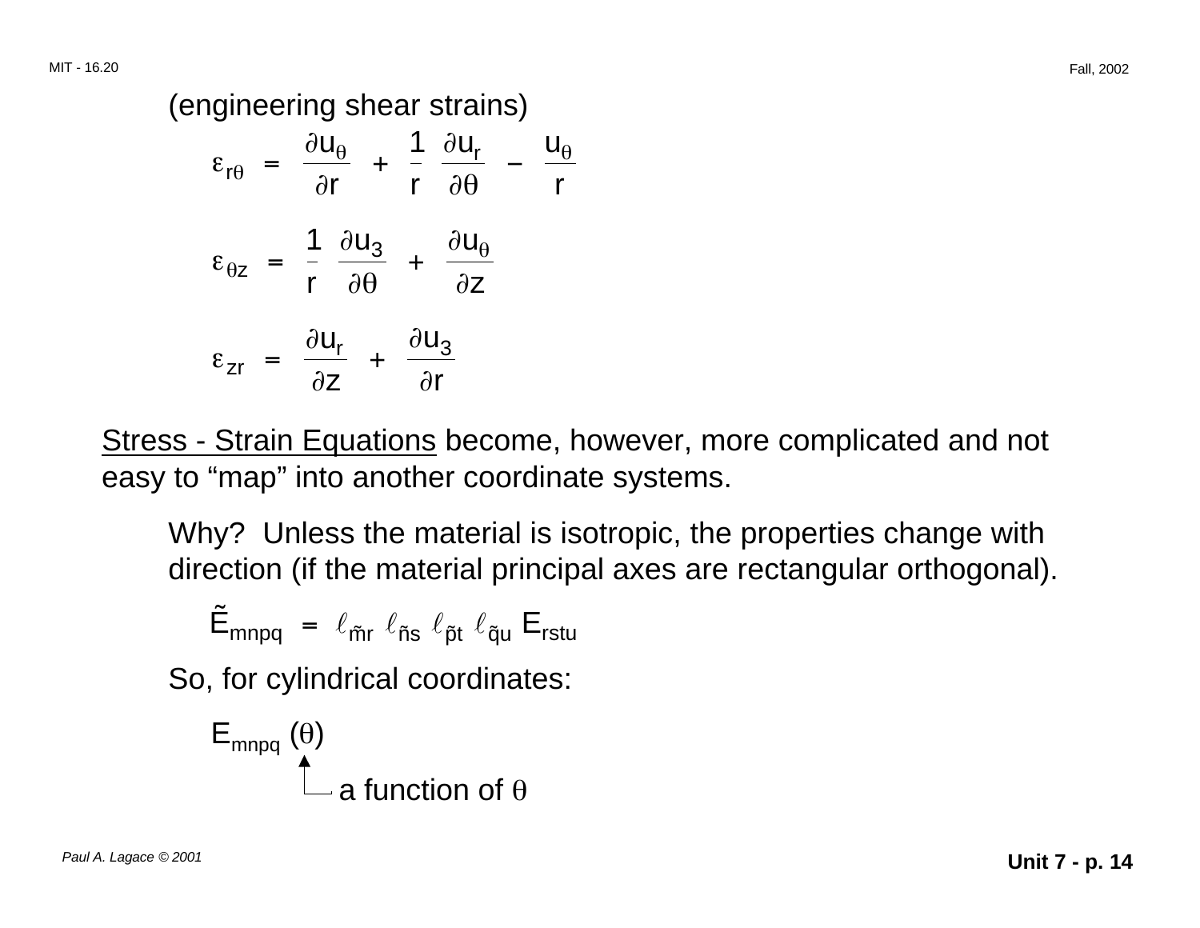(engineering shear strains)

$$\varepsilon_{r\theta} = \frac{\partial u_\theta}{\partial r} + \frac{1}{r}\frac{\partial u_r}{\partial \theta} - \frac{u_\theta}{r}$$

$$\varepsilon_{\theta z} = \frac{1}{r}\frac{\partial u_3}{\partial \theta} + \frac{\partial u_\theta}{\partial z}$$

$$\varepsilon_{zr} = \frac{\partial u_r}{\partial z} + \frac{\partial u_3}{\partial r}$$

<u>Stress - Strain Equations</u> become, however, more complicated and not easy to "map" into another coordinate systems.

Why? Unless the material is isotropic, the properties change with direction (if the material principal axes are rectangular orthogonal).

$$\tilde{E}_{mnpq} = \ell_{\tilde{m}r}\,\ell_{\tilde{n}s}\,\ell_{\tilde{p}t}\,\ell_{\tilde{q}u}\,E_{rstu}$$

So, for cylindrical coordinates:

$E_{mnpq}(\theta)$ ← a function of $\theta$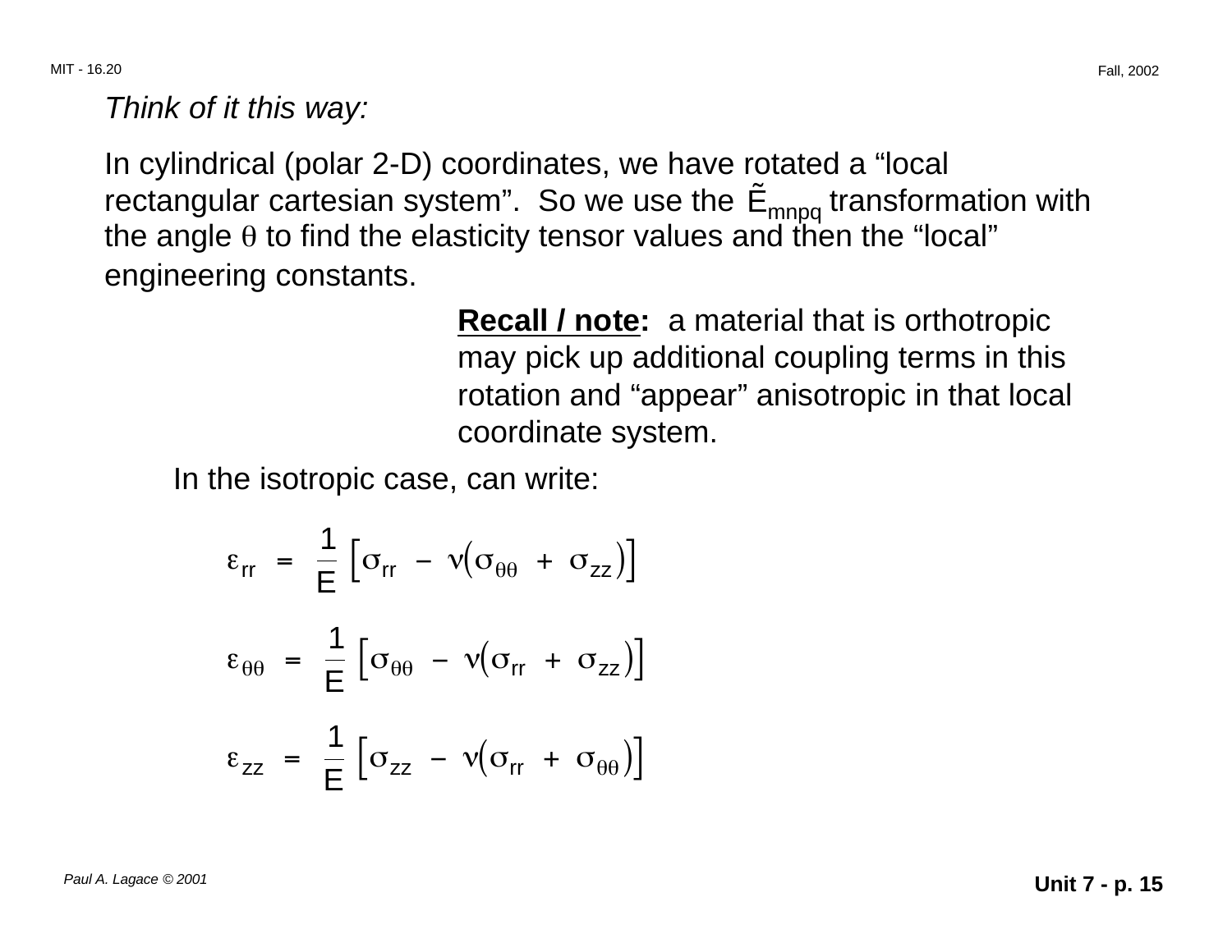*Think of it this way:*

In cylindrical (polar 2-D) coordinates, we have rotated a "local rectangular cartesian system". So we use the $\tilde{E}_{mnpq}$ transformation with the angle $\theta$ to find the elasticity tensor values and then the "local" engineering constants.

**Recall / note:** a material that is orthotropic may pick up additional coupling terms in this rotation and "appear" anisotropic in that local coordinate system.

In the isotropic case, can write:

$$\varepsilon_{rr} = \frac{1}{E}\left[\sigma_{rr} - \nu\left(\sigma_{\theta\theta} + \sigma_{zz}\right)\right]$$

$$\varepsilon_{\theta\theta} = \frac{1}{E}\left[\sigma_{\theta\theta} - \nu\left(\sigma_{rr} + \sigma_{zz}\right)\right]$$

$$\varepsilon_{zz} = \frac{1}{E}\left[\sigma_{zz} - \nu\left(\sigma_{rr} + \sigma_{\theta\theta}\right)\right]$$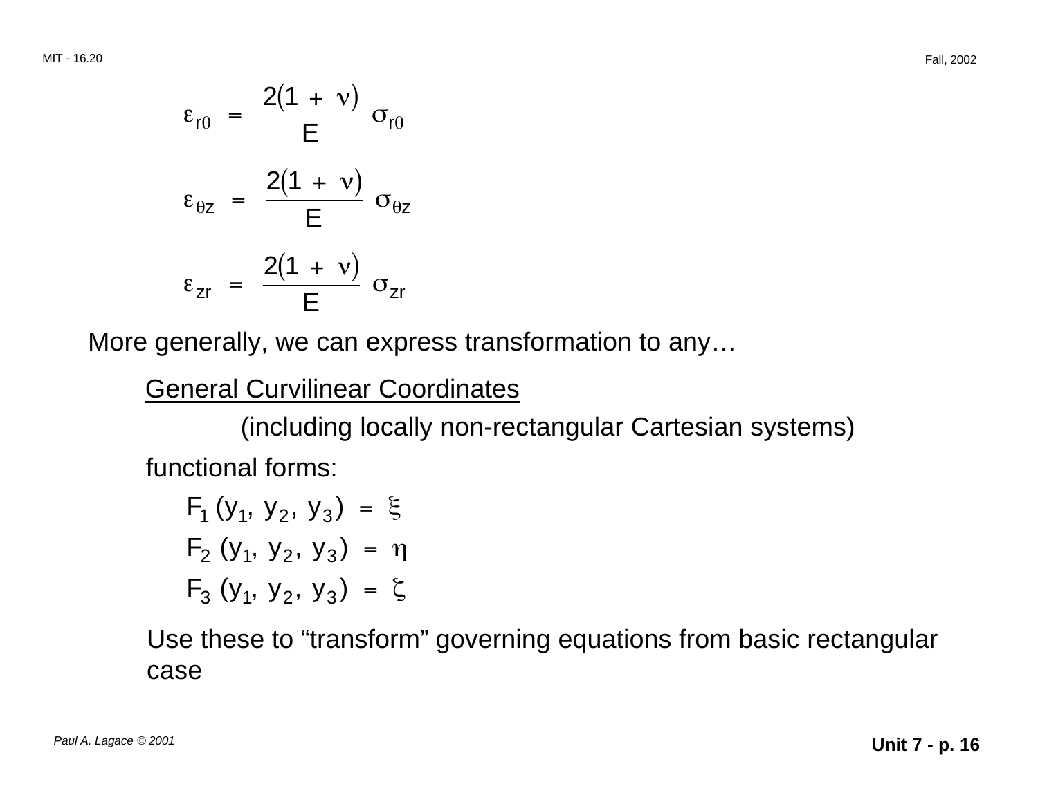$$\varepsilon_{r\theta} = \frac{2(1 + \nu)}{E} \sigma_{r\theta}$$

$$\varepsilon_{\theta z} = \frac{2(1 + \nu)}{E} \sigma_{\theta z}$$

$$\varepsilon_{zr} = \frac{2(1 + \nu)}{E} \sigma_{zr}$$

More generally, we can express transformation to any…

<u>General Curvilinear Coordinates</u>

(including locally non-rectangular Cartesian systems)

functional forms:

$$F_1 (y_1, y_2, y_3) = \xi$$

$$F_2 (y_1, y_2, y_3) = \eta$$

$$F_3 (y_1, y_2, y_3) = \zeta$$

Use these to "transform" governing equations from basic rectangular case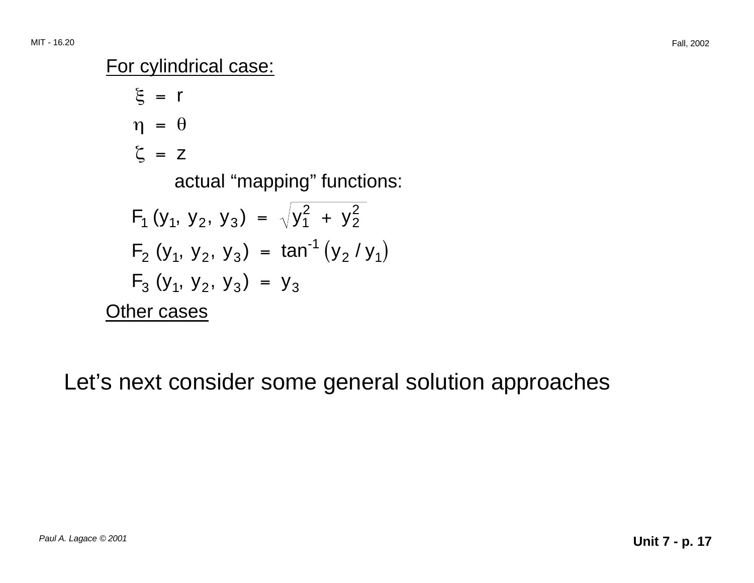For cylindrical case:

$$\xi = r$$

$$\eta = \theta$$

$$\zeta = z$$

actual "mapping" functions:

$$F_1(y_1, y_2, y_3) = \sqrt{y_1^2 + y_2^2}$$

$$F_2(y_1, y_2, y_3) = \tan^{-1}(y_2 / y_1)$$

$$F_3(y_1, y_2, y_3) = y_3$$

Other cases

Let's next consider some general solution approaches